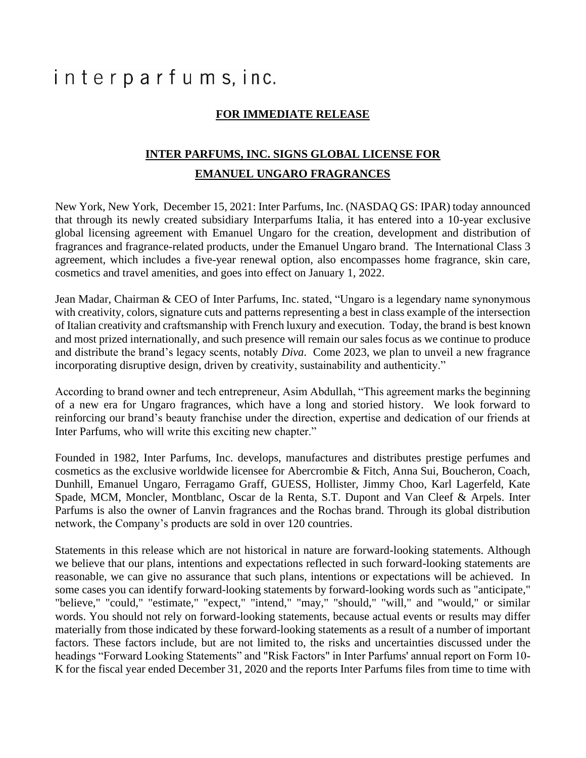interparfums, inc.

**FOR IMMEDIATE RELEASE**

# INTER PARFUMS, INC. SIGNS GLOBAL LICENSE FOR EMANUEL UNGARO FRAGRANCES

New York, New York, December 15, 2021: Inter Parfums, Inc. (NASDAQ GS: IPAR) today announced that through its newly created subsidiary Interparfums Italia, it has entered into a 10-year exclusive global licensing agreement with Emanuel Ungaro for the creation, development and distribution of fragrances and fragrance-related products, under the Emanuel Ungaro brand. The International Class 3 agreement, which includes a five-year renewal option, also encompasses home fragrance, skin care, cosmetics and travel amenities, and goes into effect on January 1, 2022.

Jean Madar, Chairman & CEO of Inter Parfums, Inc. stated, "Ungaro is a legendary name synonymous with creativity, colors, signature cuts and patterns representing a best in class example of the intersection of Italian creativity and craftsmanship with French luxury and execution. Today, the brand is best known and most prized internationally, and such presence will remain our sales focus as we continue to produce and distribute the brand's legacy scents, notably *Diva*. Come 2023, we plan to unveil a new fragrance incorporating disruptive design, driven by creativity, sustainability and authenticity."

According to brand owner and tech entrepreneur, Asim Abdullah, "This agreement marks the beginning of a new era for Ungaro fragrances, which have a long and storied history. We look forward to reinforcing our brand's beauty franchise under the direction, expertise and dedication of our friends at Inter Parfums, who will write this exciting new chapter."

Founded in 1982, Inter Parfums, Inc. develops, manufactures and distributes prestige perfumes and cosmetics as the exclusive worldwide licensee for Abercrombie & Fitch, Anna Sui, Boucheron, Coach, Dunhill, Emanuel Ungaro, Ferragamo Graff, GUESS, Hollister, Jimmy Choo, Karl Lagerfeld, Kate Spade, MCM, Moncler, Montblanc, Oscar de la Renta, S.T. Dupont and Van Cleef & Arpels. Inter Parfums is also the owner of Lanvin fragrances and the Rochas brand. Through its global distribution network, the Company's products are sold in over 120 countries.

Statements in this release which are not historical in nature are forward-looking statements. Although we believe that our plans, intentions and expectations reflected in such forward-looking statements are reasonable, we can give no assurance that such plans, intentions or expectations will be achieved. In some cases you can identify forward-looking statements by forward-looking words such as "anticipate," "believe," "could," "estimate," "expect," "intend," "may," "should," "will," and "would," or similar words. You should not rely on forward-looking statements, because actual events or results may differ materially from those indicated by these forward-looking statements as a result of a number of important factors. These factors include, but are not limited to, the risks and uncertainties discussed under the headings "Forward Looking Statements" and "Risk Factors" in Inter Parfums' annual report on Form 10-K for the fiscal year ended December 31, 2020 and the reports Inter Parfums files from time to time with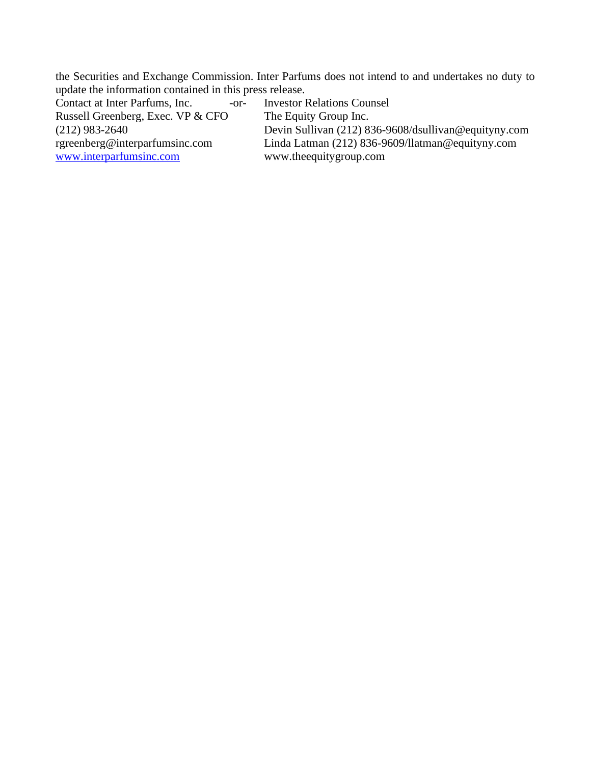the Securities and Exchange Commission. Inter Parfums does not intend to and undertakes no duty to update the information contained in this press release.

| | | |
|---|---|---|
| Contact at Inter Parfums, Inc. | -or- | Investor Relations Counsel |
| Russell Greenberg, Exec. VP & CFO | | The Equity Group Inc. |
| (212) 983-2640 | | Devin Sullivan (212) 836-9608/dsullivan@equityny.com |
| rgreenberg@interparfumsinc.com | | Linda Latman (212) 836-9609/llatman@equityny.com |
| www.interparfumsinc.com | | www.theequitygroup.com |